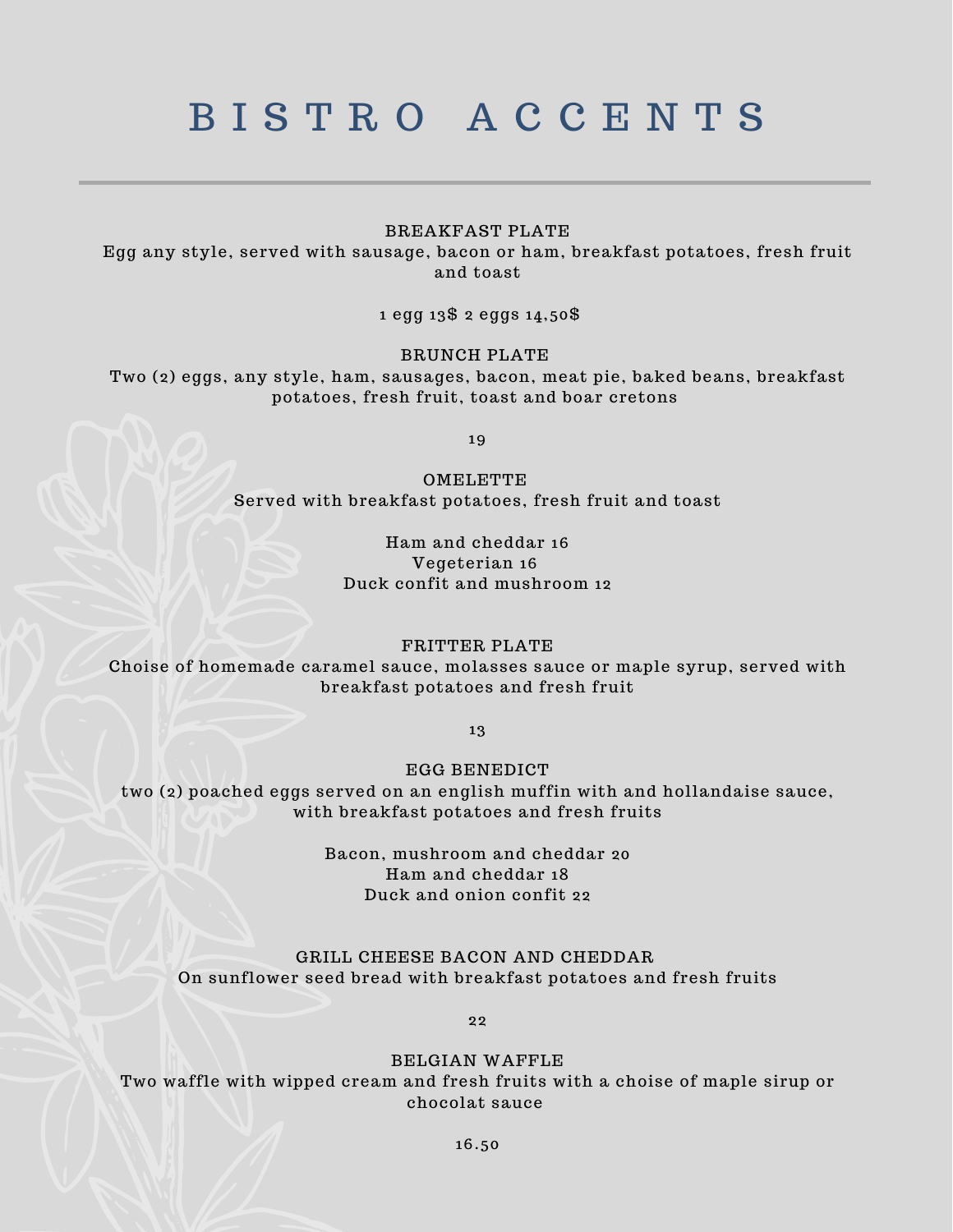# BISTRO ACCENTS

---

### BREAKFAST PLATE

Egg any style, served with sausage, bacon or ham, breakfast potatoes, fresh fruit and toast

1 egg 13$ 2 eggs 14,50$

### BRUNCH PLATE

Two (2) eggs, any style, ham, sausages, bacon, meat pie, baked beans, breakfast potatoes, fresh fruit, toast and boar cretons

19

### OMELETTE

Served with breakfast potatoes, fresh fruit and toast

Ham and cheddar 16
Vegeterian 16
Duck confit and mushroom 12

### FRITTER PLATE

Choise of homemade caramel sauce, molasses sauce or maple syrup, served with breakfast potatoes and fresh fruit

13

### EGG BENEDICT

two (2) poached eggs served on an english muffin with and hollandaise sauce, with breakfast potatoes and fresh fruits

Bacon, mushroom and cheddar 20
Ham and cheddar 18
Duck and onion confit 22

### GRILL CHEESE BACON AND CHEDDAR

On sunflower seed bread with breakfast potatoes and fresh fruits

22

### BELGIAN WAFFLE

Two waffle with wipped cream and fresh fruits with a choise of maple sirup or chocolat sauce

16.50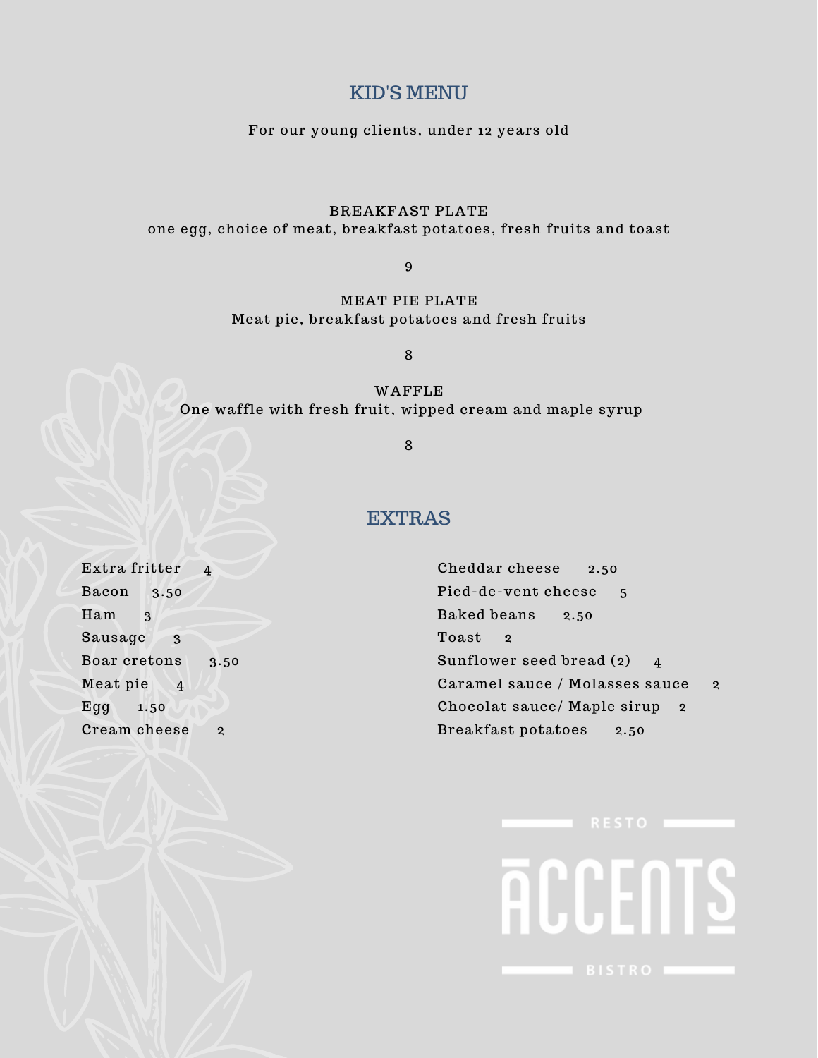## KID'S MENU

For our young clients, under 12 years old

**BREAKFAST PLATE**
one egg, choice of meat, breakfast potatoes, fresh fruits and toast

9

**MEAT PIE PLATE**
Meat pie, breakfast potatoes and fresh fruits

8

**WAFFLE**
One waffle with fresh fruit, wipped cream and maple syrup

8

## EXTRAS

Extra fritter 4
Bacon 3.50
Ham 3
Sausage 3
Boar cretons 3.50
Meat pie 4
Egg 1.50
Cream cheese 2

Cheddar cheese 2.50
Pied-de-vent cheese 5
Baked beans 2.50
Toast 2
Sunflower seed bread (2) 4
Caramel sauce / Molasses sauce 2
Chocolat sauce/ Maple sirup 2
Breakfast potatoes 2.50

RESTO
ACCENTS
BISTRO